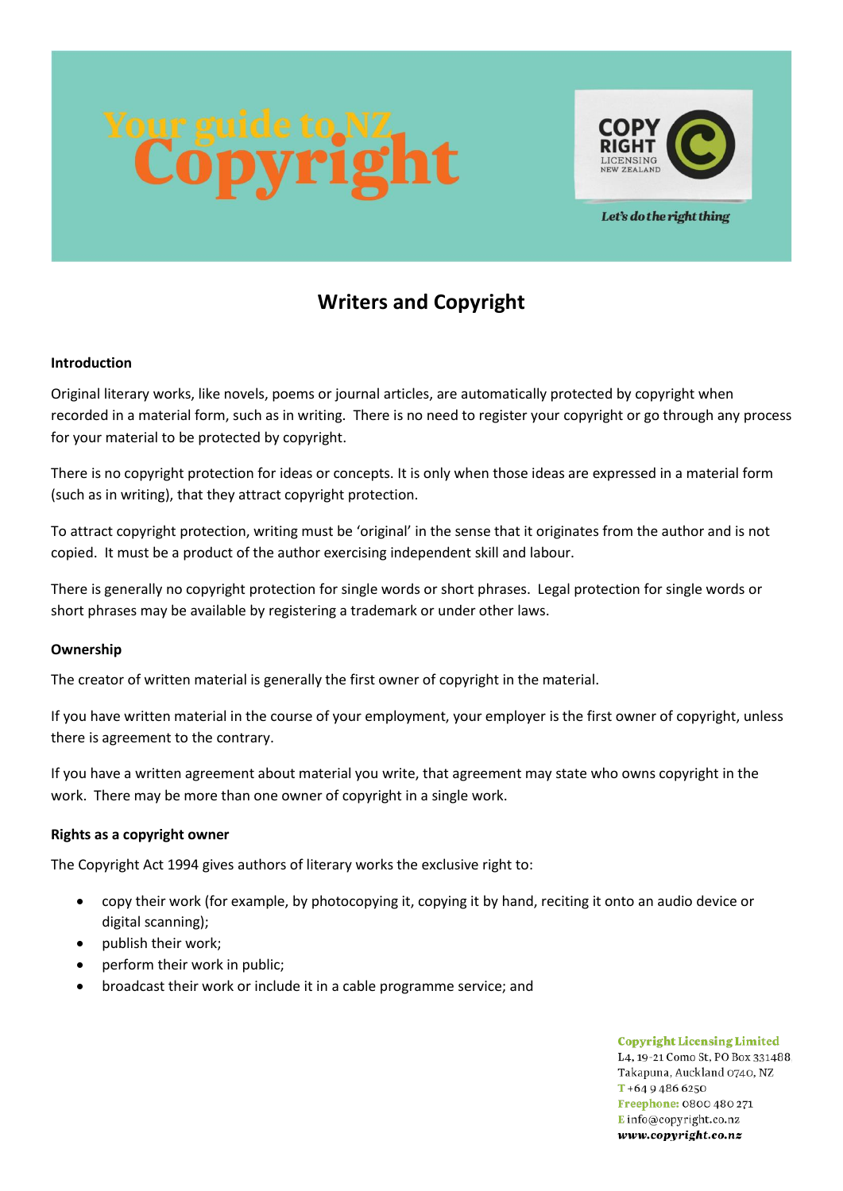# Your guide to NZ Copyright

COPY RIGHT LICENSING NEW ZEALAND

*Let's do the right thing*

## Writers and Copyright

### Introduction

Original literary works, like novels, poems or journal articles, are automatically protected by copyright when recorded in a material form, such as in writing. There is no need to register your copyright or go through any process for your material to be protected by copyright.

There is no copyright protection for ideas or concepts. It is only when those ideas are expressed in a material form (such as in writing), that they attract copyright protection.

To attract copyright protection, writing must be 'original' in the sense that it originates from the author and is not copied. It must be a product of the author exercising independent skill and labour.

There is generally no copyright protection for single words or short phrases. Legal protection for single words or short phrases may be available by registering a trademark or under other laws.

### Ownership

The creator of written material is generally the first owner of copyright in the material.

If you have written material in the course of your employment, your employer is the first owner of copyright, unless there is agreement to the contrary.

If you have a written agreement about material you write, that agreement may state who owns copyright in the work. There may be more than one owner of copyright in a single work.

### Rights as a copyright owner

The Copyright Act 1994 gives authors of literary works the exclusive right to:

- copy their work (for example, by photocopying it, copying it by hand, reciting it onto an audio device or digital scanning);
- publish their work;
- perform their work in public;
- broadcast their work or include it in a cable programme service; and

**Copyright Licensing Limited**
L4, 19-21 Como St, PO Box 331488
Takapuna, Auckland 0740, NZ
T +64 9 486 6250
Freephone: 0800 480 271
E info@copyright.co.nz
www.copyright.co.nz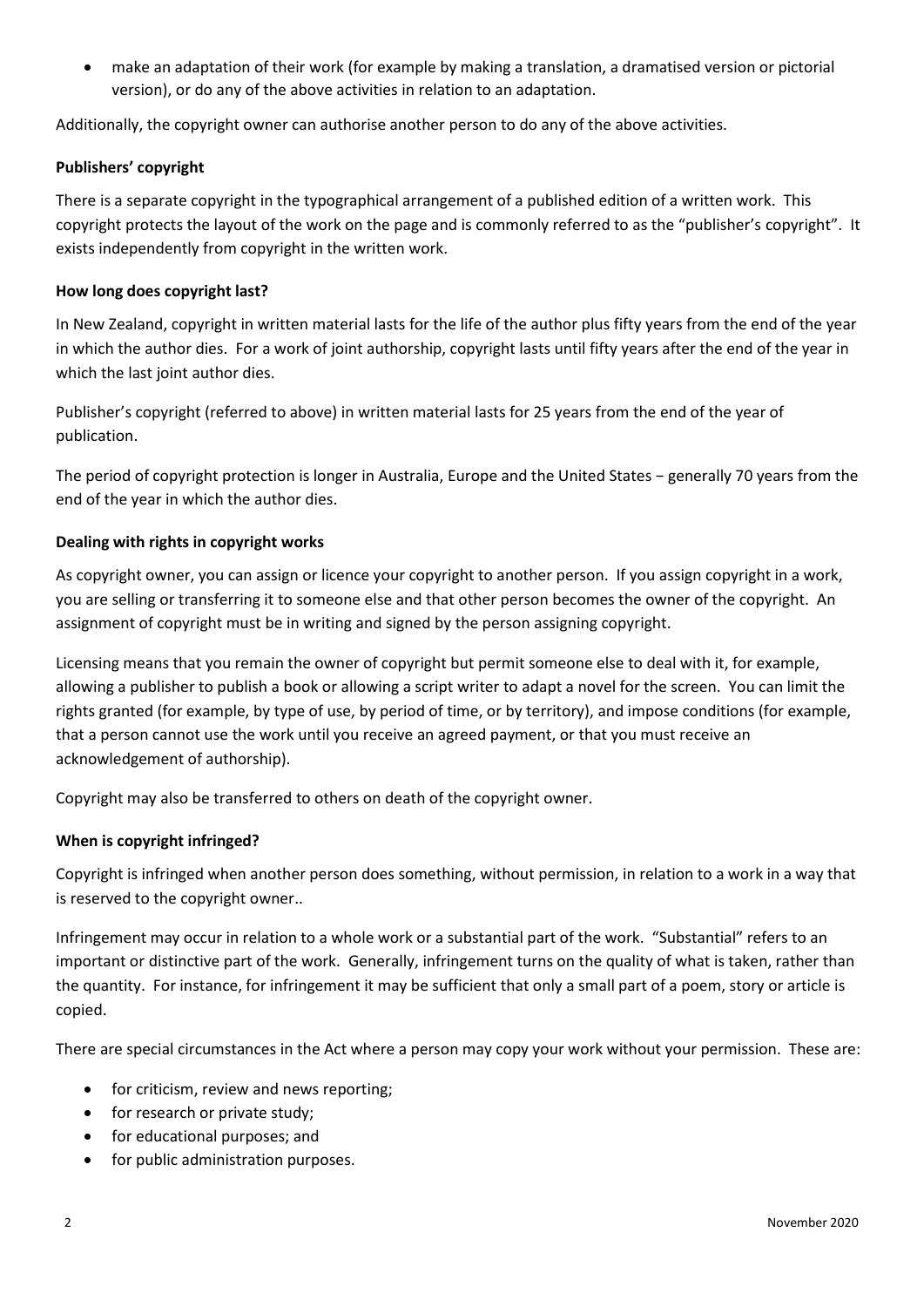- make an adaptation of their work (for example by making a translation, a dramatised version or pictorial version), or do any of the above activities in relation to an adaptation.

Additionally, the copyright owner can authorise another person to do any of the above activities.

**Publishers' copyright**

There is a separate copyright in the typographical arrangement of a published edition of a written work. This copyright protects the layout of the work on the page and is commonly referred to as the "publisher's copyright". It exists independently from copyright in the written work.

**How long does copyright last?**

In New Zealand, copyright in written material lasts for the life of the author plus fifty years from the end of the year in which the author dies. For a work of joint authorship, copyright lasts until fifty years after the end of the year in which the last joint author dies.

Publisher's copyright (referred to above) in written material lasts for 25 years from the end of the year of publication.

The period of copyright protection is longer in Australia, Europe and the United States − generally 70 years from the end of the year in which the author dies.

**Dealing with rights in copyright works**

As copyright owner, you can assign or licence your copyright to another person. If you assign copyright in a work, you are selling or transferring it to someone else and that other person becomes the owner of the copyright. An assignment of copyright must be in writing and signed by the person assigning copyright.

Licensing means that you remain the owner of copyright but permit someone else to deal with it, for example, allowing a publisher to publish a book or allowing a script writer to adapt a novel for the screen. You can limit the rights granted (for example, by type of use, by period of time, or by territory), and impose conditions (for example, that a person cannot use the work until you receive an agreed payment, or that you must receive an acknowledgement of authorship).

Copyright may also be transferred to others on death of the copyright owner.

**When is copyright infringed?**

Copyright is infringed when another person does something, without permission, in relation to a work in a way that is reserved to the copyright owner..

Infringement may occur in relation to a whole work or a substantial part of the work. "Substantial" refers to an important or distinctive part of the work. Generally, infringement turns on the quality of what is taken, rather than the quantity. For instance, for infringement it may be sufficient that only a small part of a poem, story or article is copied.

There are special circumstances in the Act where a person may copy your work without your permission. These are:

- for criticism, review and news reporting;
- for research or private study;
- for educational purposes; and
- for public administration purposes.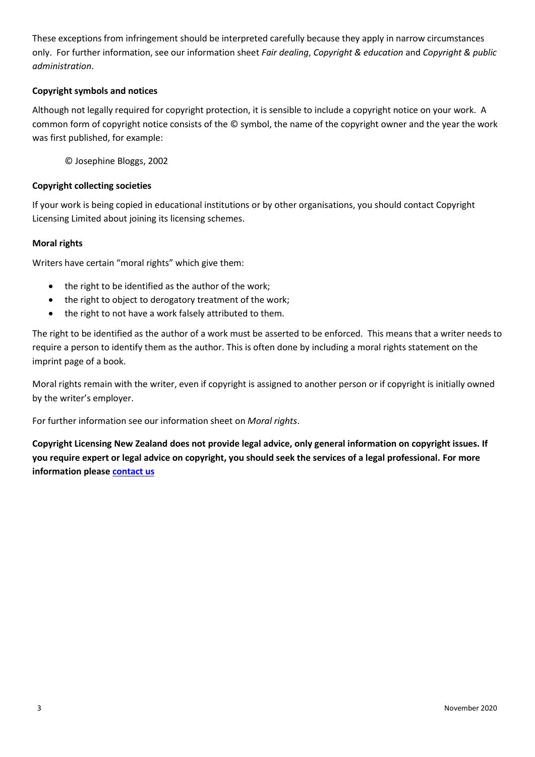These exceptions from infringement should be interpreted carefully because they apply in narrow circumstances only. For further information, see our information sheet *Fair dealing*, *Copyright & education* and *Copyright & public administration*.

**Copyright symbols and notices**

Although not legally required for copyright protection, it is sensible to include a copyright notice on your work. A common form of copyright notice consists of the © symbol, the name of the copyright owner and the year the work was first published, for example:

© Josephine Bloggs, 2002

**Copyright collecting societies**

If your work is being copied in educational institutions or by other organisations, you should contact Copyright Licensing Limited about joining its licensing schemes.

**Moral rights**

Writers have certain "moral rights" which give them:

- the right to be identified as the author of the work;
- the right to object to derogatory treatment of the work;
- the right to not have a work falsely attributed to them.

The right to be identified as the author of a work must be asserted to be enforced. This means that a writer needs to require a person to identify them as the author. This is often done by including a moral rights statement on the imprint page of a book.

Moral rights remain with the writer, even if copyright is assigned to another person or if copyright is initially owned by the writer's employer.

For further information see our information sheet on *Moral rights*.

**Copyright Licensing New Zealand does not provide legal advice, only general information on copyright issues. If you require expert or legal advice on copyright, you should seek the services of a legal professional. For more information please contact us**